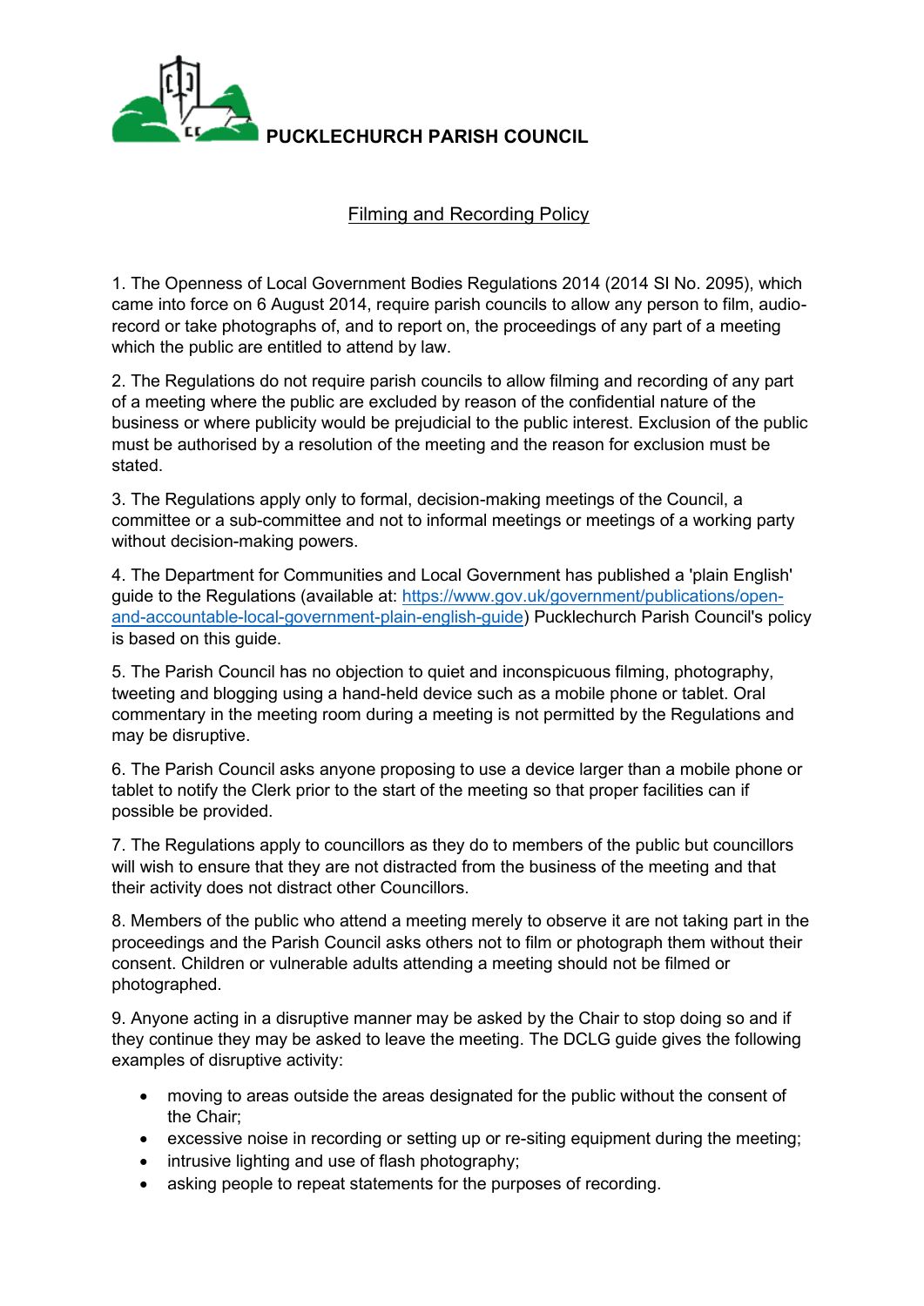# PUCKLECHURCH PARISH COUNCIL

## Filming and Recording Policy

1. The Openness of Local Government Bodies Regulations 2014 (2014 SI No. 2095), which came into force on 6 August 2014, require parish councils to allow any person to film, audio-record or take photographs of, and to report on, the proceedings of any part of a meeting which the public are entitled to attend by law.

2. The Regulations do not require parish councils to allow filming and recording of any part of a meeting where the public are excluded by reason of the confidential nature of the business or where publicity would be prejudicial to the public interest. Exclusion of the public must be authorised by a resolution of the meeting and the reason for exclusion must be stated.

3. The Regulations apply only to formal, decision-making meetings of the Council, a committee or a sub-committee and not to informal meetings or meetings of a working party without decision-making powers.

4. The Department for Communities and Local Government has published a 'plain English' guide to the Regulations (available at: [https://www.gov.uk/government/publications/open-and-accountable-local-government-plain-english-guide](https://www.gov.uk/government/publications/open-and-accountable-local-government-plain-english-guide)) Pucklechurch Parish Council's policy is based on this guide.

5. The Parish Council has no objection to quiet and inconspicuous filming, photography, tweeting and blogging using a hand-held device such as a mobile phone or tablet. Oral commentary in the meeting room during a meeting is not permitted by the Regulations and may be disruptive.

6. The Parish Council asks anyone proposing to use a device larger than a mobile phone or tablet to notify the Clerk prior to the start of the meeting so that proper facilities can if possible be provided.

7. The Regulations apply to councillors as they do to members of the public but councillors will wish to ensure that they are not distracted from the business of the meeting and that their activity does not distract other Councillors.

8. Members of the public who attend a meeting merely to observe it are not taking part in the proceedings and the Parish Council asks others not to film or photograph them without their consent. Children or vulnerable adults attending a meeting should not be filmed or photographed.

9. Anyone acting in a disruptive manner may be asked by the Chair to stop doing so and if they continue they may be asked to leave the meeting. The DCLG guide gives the following examples of disruptive activity:

- moving to areas outside the areas designated for the public without the consent of the Chair;
- excessive noise in recording or setting up or re-siting equipment during the meeting;
- intrusive lighting and use of flash photography;
- asking people to repeat statements for the purposes of recording.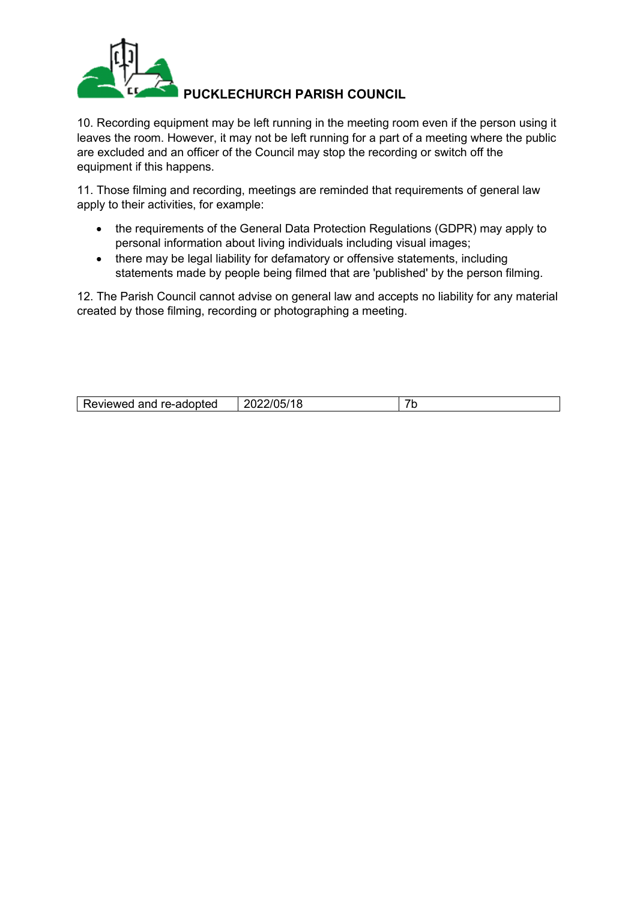10. Recording equipment may be left running in the meeting room even if the person using it leaves the room. However, it may not be left running for a part of a meeting where the public are excluded and an officer of the Council may stop the recording or switch off the equipment if this happens.

11. Those filming and recording, meetings are reminded that requirements of general law apply to their activities, for example:

- the requirements of the General Data Protection Regulations (GDPR) may apply to personal information about living individuals including visual images;
- there may be legal liability for defamatory or offensive statements, including statements made by people being filmed that are 'published' by the person filming.

12. The Parish Council cannot advise on general law and accepts no liability for any material created by those filming, recording or photographing a meeting.

| | | |
|---|---|---|
| Reviewed and re-adopted | 2022/05/18 | 7b |